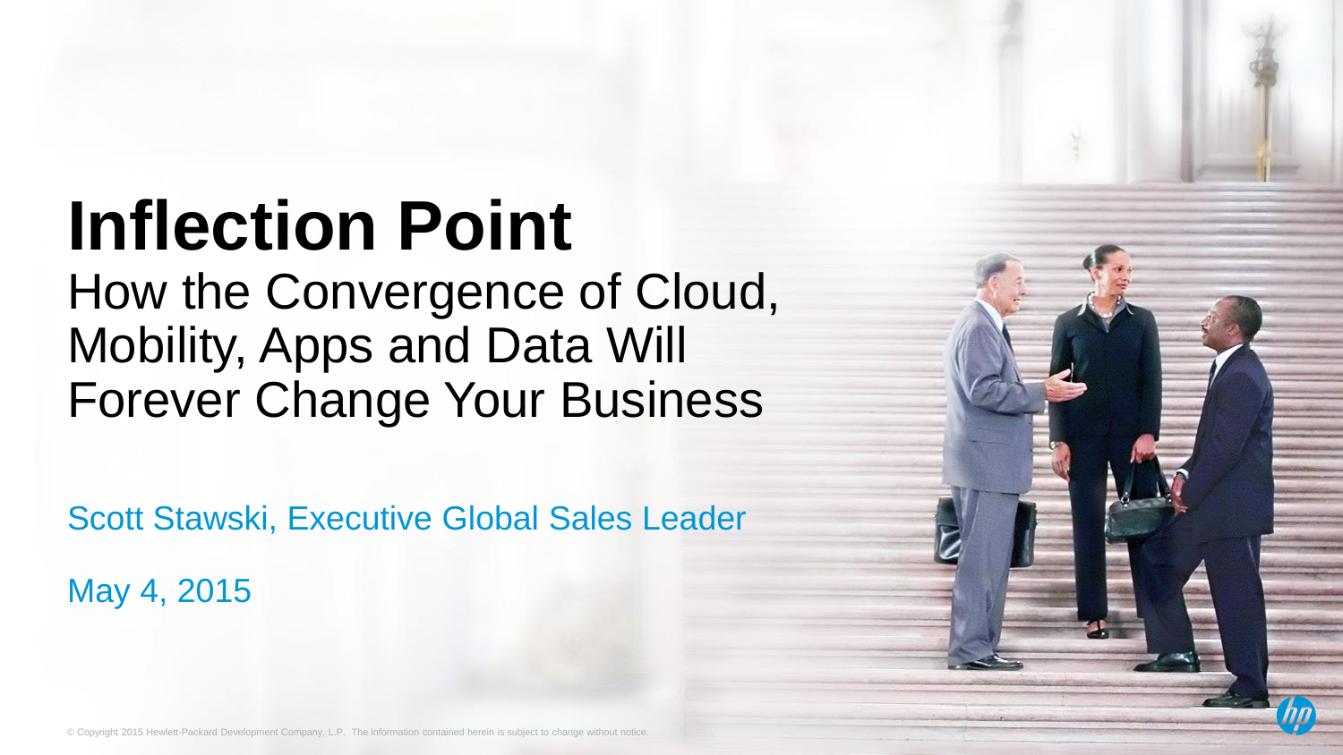# Inflection Point

How the Convergence of Cloud, Mobility, Apps and Data Will Forever Change Your Business

Scott Stawski, Executive Global Sales Leader

May 4, 2015

© Copyright 2015 Hewlett-Packard Development Company, L.P. The information contained herein is subject to change without notice.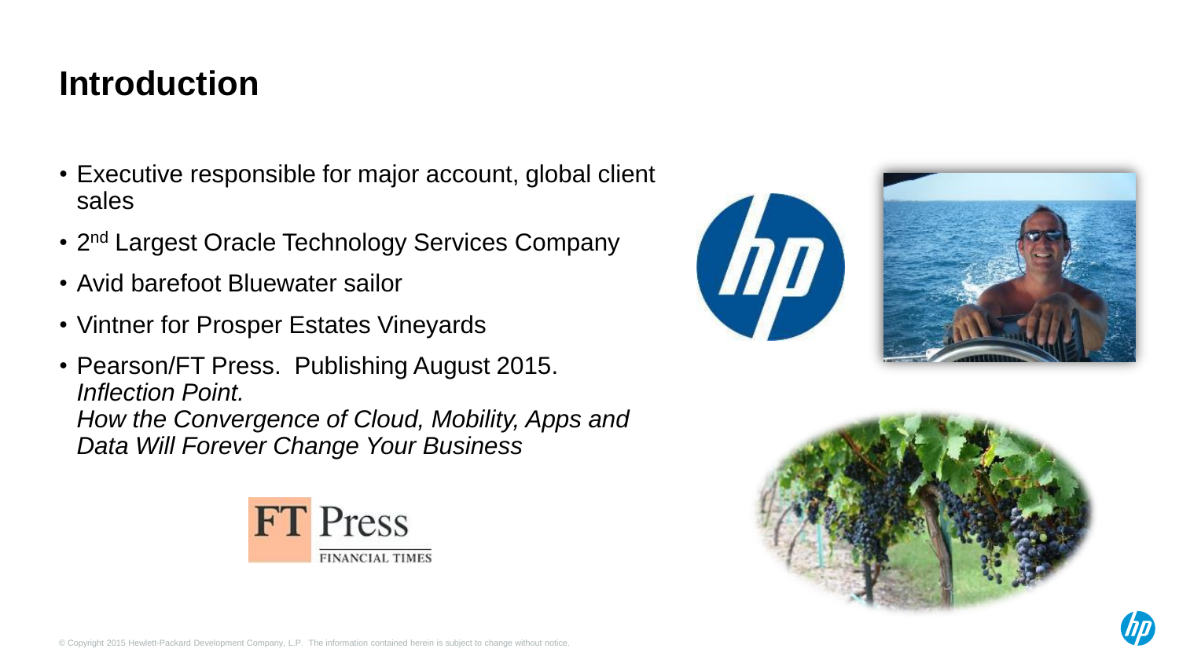# Introduction

- Executive responsible for major account, global client sales
- 2nd Largest Oracle Technology Services Company
- Avid barefoot Bluewater sailor
- Vintner for Prosper Estates Vineyards
- Pearson/FT Press. Publishing August 2015.  
  *Inflection Point.*  
  *How the Convergence of Cloud, Mobility, Apps and Data Will Forever Change Your Business*

© Copyright 2015 Hewlett-Packard Development Company, L.P. The information contained herein is subject to change without notice.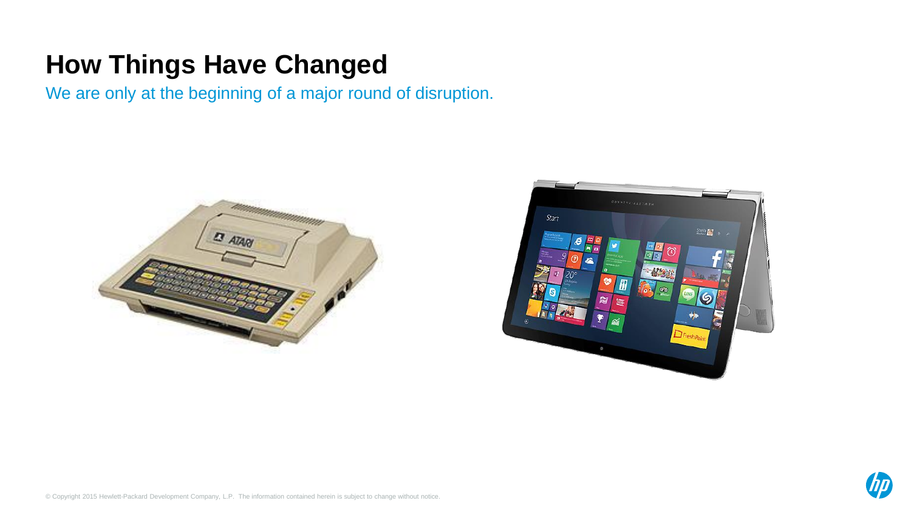# How Things Have Changed

We are only at the beginning of a major round of disruption.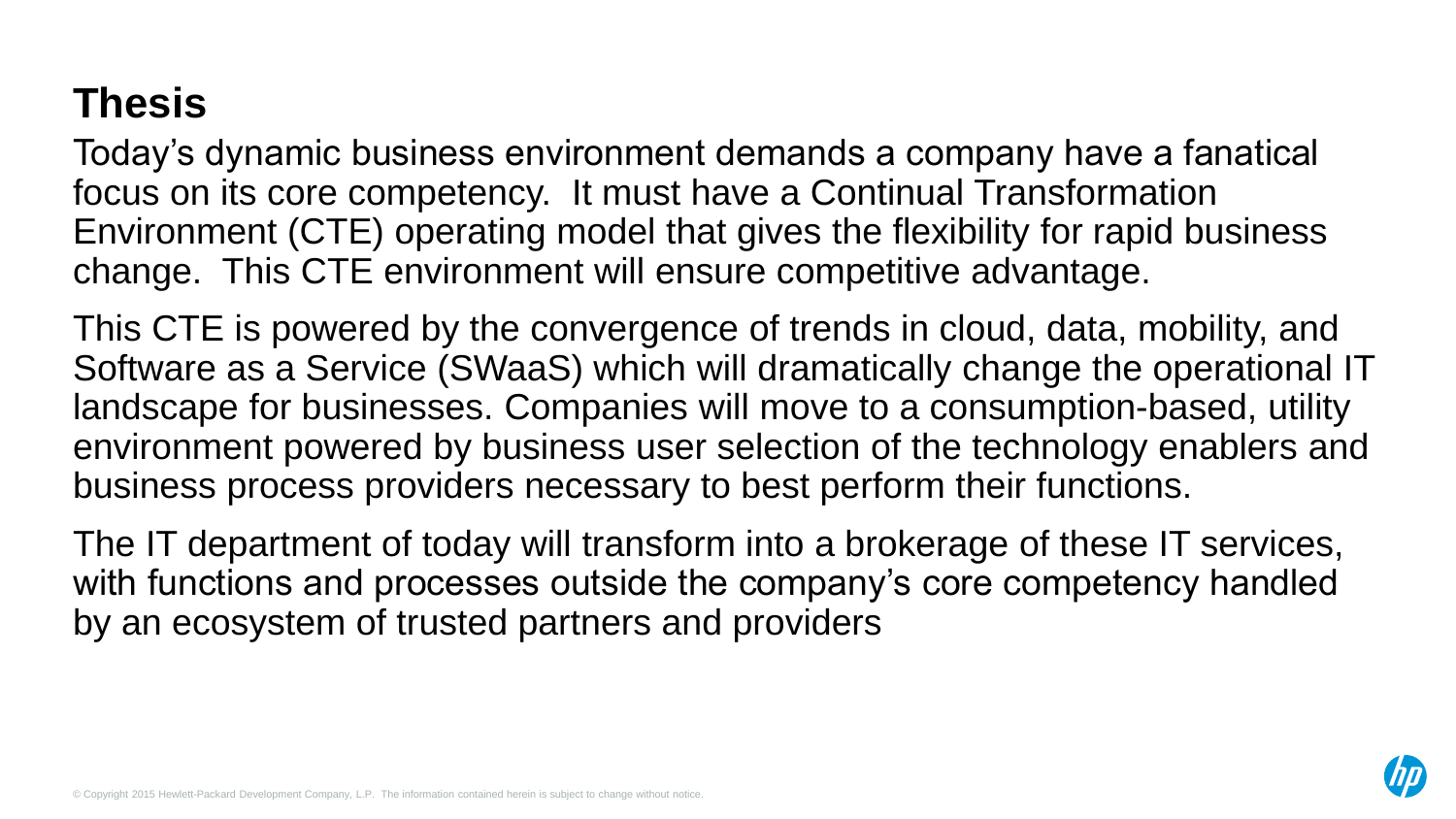# Thesis

Today's dynamic business environment demands a company have a fanatical focus on its core competency. It must have a Continual Transformation Environment (CTE) operating model that gives the flexibility for rapid business change. This CTE environment will ensure competitive advantage.

This CTE is powered by the convergence of trends in cloud, data, mobility, and Software as a Service (SWaaS) which will dramatically change the operational IT landscape for businesses. Companies will move to a consumption-based, utility environment powered by business user selection of the technology enablers and business process providers necessary to best perform their functions.

The IT department of today will transform into a brokerage of these IT services, with functions and processes outside the company's core competency handled by an ecosystem of trusted partners and providers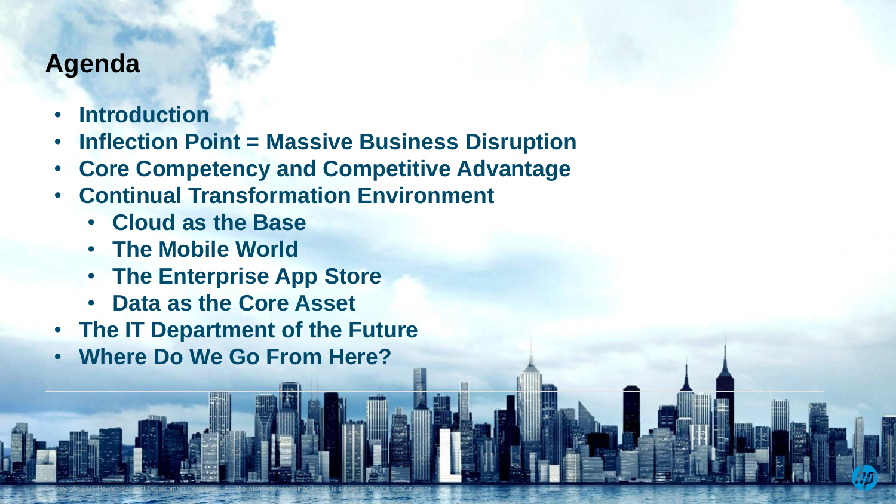## Agenda

- **Introduction**
- **Inflection Point = Massive Business Disruption**
- **Core Competency and Competitive Advantage**
- **Continual Transformation Environment**
  - **Cloud as the Base**
  - **The Mobile World**
  - **The Enterprise App Store**
  - **Data as the Core Asset**
- **The IT Department of the Future**
- **Where Do We Go From Here?**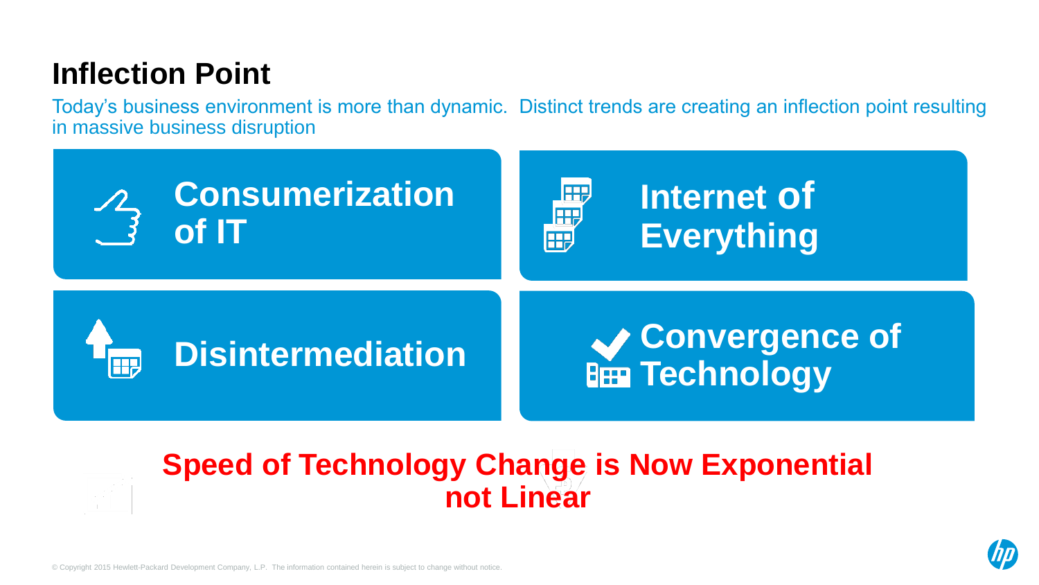# Inflection Point

Today's business environment is more than dynamic. Distinct trends are creating an inflection point resulting in massive business disruption

**Consumerization of IT**

**Internet of Everything**

**Disintermediation**

**Convergence of Technology**

**Speed of Technology Change is Now Exponential not Linear**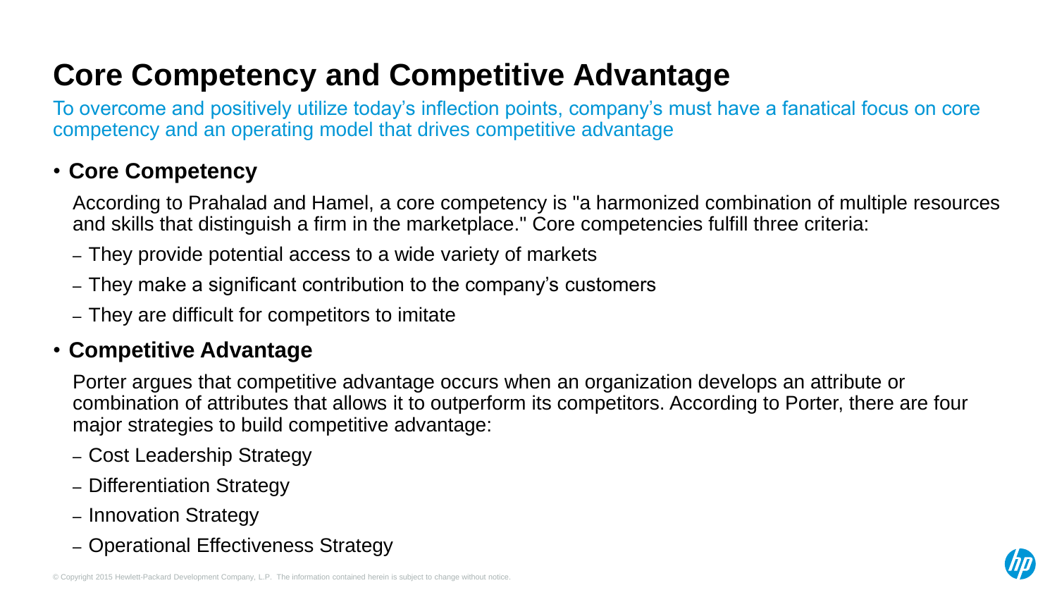# Core Competency and Competitive Advantage

To overcome and positively utilize today's inflection points, company's must have a fanatical focus on core competency and an operating model that drives competitive advantage

- **Core Competency**

  According to Prahalad and Hamel, a core competency is "a harmonized combination of multiple resources and skills that distinguish a firm in the marketplace." Core competencies fulfill three criteria:

  – They provide potential access to a wide variety of markets

  – They make a significant contribution to the company's customers

  – They are difficult for competitors to imitate

- **Competitive Advantage**

  Porter argues that competitive advantage occurs when an organization develops an attribute or combination of attributes that allows it to outperform its competitors. According to Porter, there are four major strategies to build competitive advantage:

  – Cost Leadership Strategy

  – Differentiation Strategy

  – Innovation Strategy

  – Operational Effectiveness Strategy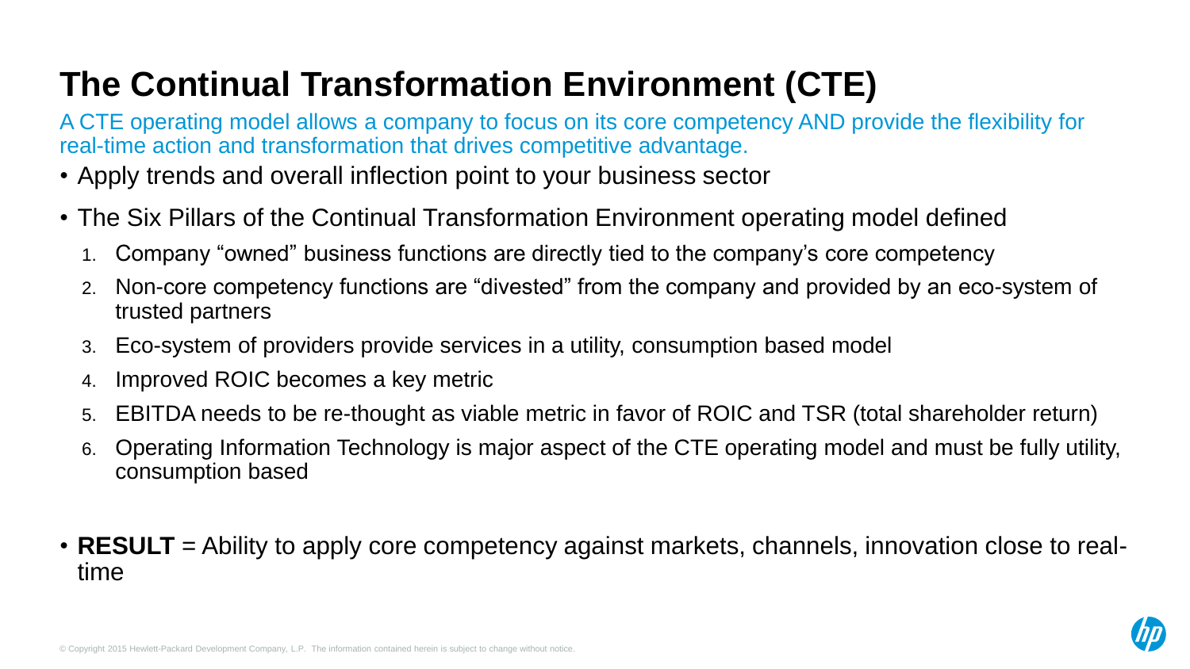# The Continual Transformation Environment (CTE)

A CTE operating model allows a company to focus on its core competency AND provide the flexibility for real-time action and transformation that drives competitive advantage.

- Apply trends and overall inflection point to your business sector
- The Six Pillars of the Continual Transformation Environment operating model defined
  1. Company "owned" business functions are directly tied to the company's core competency
  2. Non-core competency functions are "divested" from the company and provided by an eco-system of trusted partners
  3. Eco-system of providers provide services in a utility, consumption based model
  4. Improved ROIC becomes a key metric
  5. EBITDA needs to be re-thought as viable metric in favor of ROIC and TSR (total shareholder return)
  6. Operating Information Technology is major aspect of the CTE operating model and must be fully utility, consumption based
- **RESULT** = Ability to apply core competency against markets, channels, innovation close to real-time

© Copyright 2015 Hewlett-Packard Development Company, L.P. The information contained herein is subject to change without notice.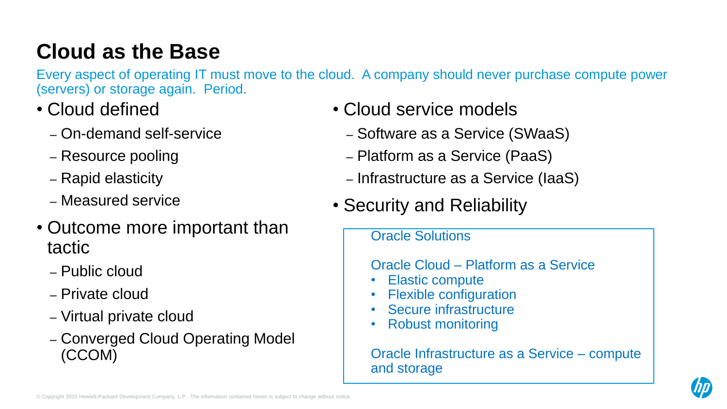# Cloud as the Base

Every aspect of operating IT must move to the cloud. A company should never purchase compute power (servers) or storage again. Period.

- Cloud defined
  - On-demand self-service
  - Resource pooling
  - Rapid elasticity
  - Measured service
- Outcome more important than tactic
  - Public cloud
  - Private cloud
  - Virtual private cloud
  - Converged Cloud Operating Model (CCOM)
- Cloud service models
  - Software as a Service (SWaaS)
  - Platform as a Service (PaaS)
  - Infrastructure as a Service (IaaS)
- Security and Reliability

Oracle Solutions

Oracle Cloud – Platform as a Service

- Elastic compute
- Flexible configuration
- Secure infrastructure
- Robust monitoring

Oracle Infrastructure as a Service – compute and storage

© Copyright 2015 Hewlett-Packard Development Company, L.P. The information contained herein is subject to change without notice.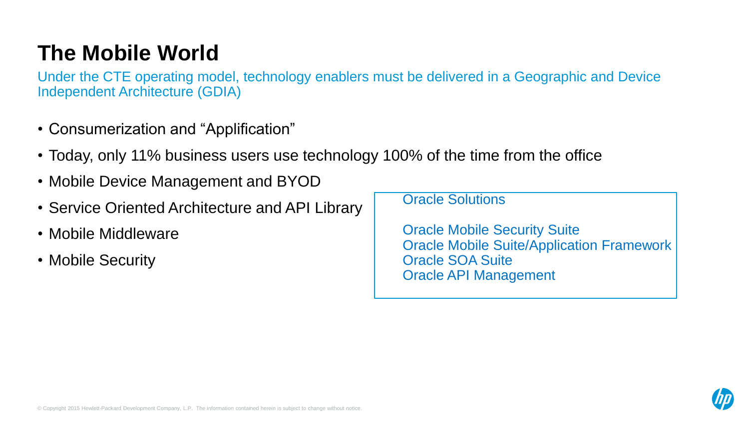# The Mobile World

Under the CTE operating model, technology enablers must be delivered in a Geographic and Device Independent Architecture (GDIA)

- Consumerization and “Applification”
- Today, only 11% business users use technology 100% of the time from the office
- Mobile Device Management and BYOD
- Service Oriented Architecture and API Library
- Mobile Middleware
- Mobile Security

Oracle Solutions

Oracle Mobile Security Suite
Oracle Mobile Suite/Application Framework
Oracle SOA Suite
Oracle API Management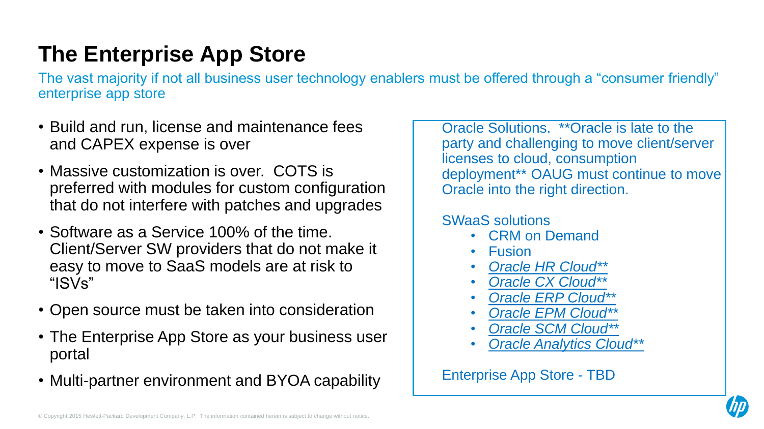# The Enterprise App Store

The vast majority if not all business user technology enablers must be offered through a “consumer friendly” enterprise app store

- Build and run, license and maintenance fees and CAPEX expense is over
- Massive customization is over. COTS is preferred with modules for custom configuration that do not interfere with patches and upgrades
- Software as a Service 100% of the time. Client/Server SW providers that do not make it easy to move to SaaS models are at risk to “ISVs”
- Open source must be taken into consideration
- The Enterprise App Store as your business user portal
- Multi-partner environment and BYOA capability

Oracle Solutions. **Oracle is late to the party and challenging to move client/server licenses to cloud, consumption deployment** OAUG must continue to move Oracle into the right direction.

SWaaS solutions

- CRM on Demand
- Fusion
- *Oracle HR Cloud***
- *Oracle CX Cloud***
- *Oracle ERP Cloud***
- *Oracle EPM Cloud***
- *Oracle SCM Cloud***
- *Oracle Analytics Cloud***

Enterprise App Store - TBD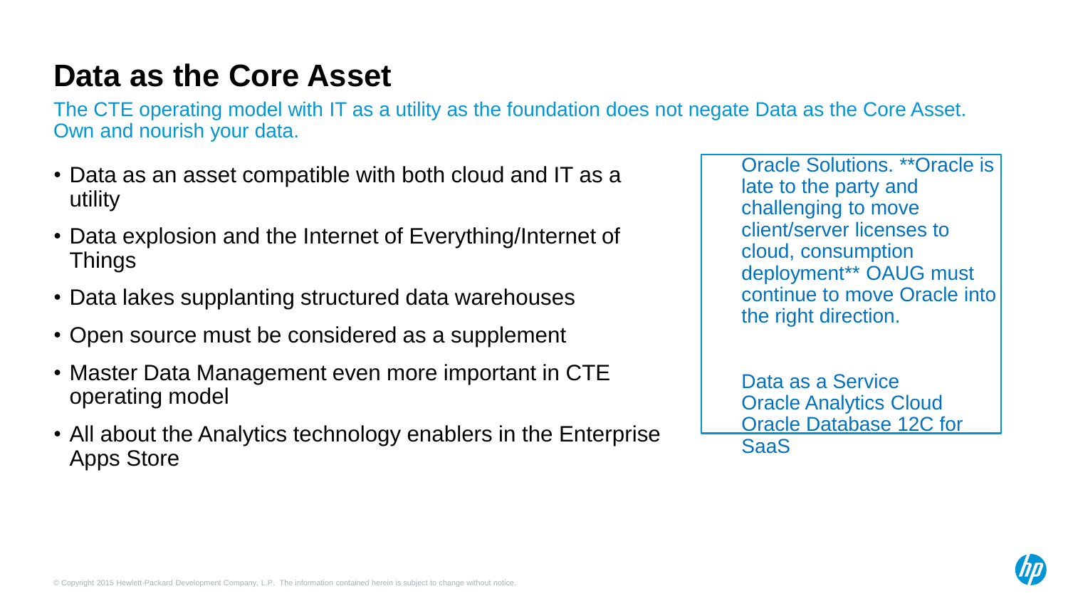# Data as the Core Asset

The CTE operating model with IT as a utility as the foundation does not negate Data as the Core Asset. Own and nourish your data.

- Data as an asset compatible with both cloud and IT as a utility
- Data explosion and the Internet of Everything/Internet of Things
- Data lakes supplanting structured data warehouses
- Open source must be considered as a supplement
- Master Data Management even more important in CTE operating model
- All about the Analytics technology enablers in the Enterprise Apps Store

Oracle Solutions. **Oracle is late to the party and challenging to move client/server licenses to cloud, consumption deployment** OAUG must continue to move Oracle into the right direction.

Data as a Service
Oracle Analytics Cloud
Oracle Database 12C for SaaS

© Copyright 2015 Hewlett-Packard Development Company, L.P. The information contained herein is subject to change without notice.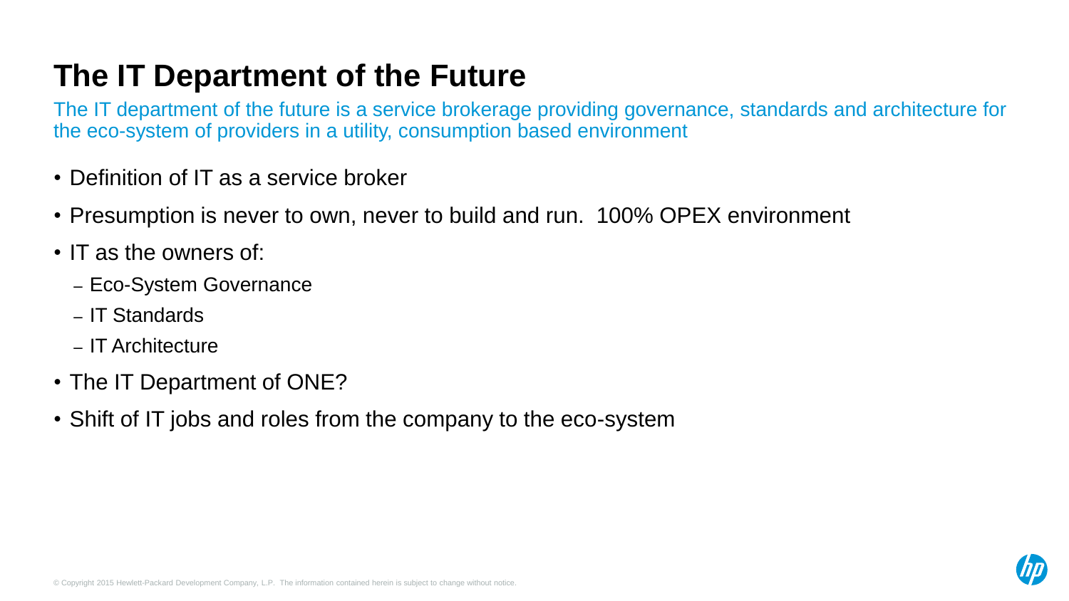# The IT Department of the Future

The IT department of the future is a service brokerage providing governance, standards and architecture for the eco-system of providers in a utility, consumption based environment

- Definition of IT as a service broker
- Presumption is never to own, never to build and run.  100% OPEX environment
- IT as the owners of:
  - Eco-System Governance
  - IT Standards
  - IT Architecture
- The IT Department of ONE?
- Shift of IT jobs and roles from the company to the eco-system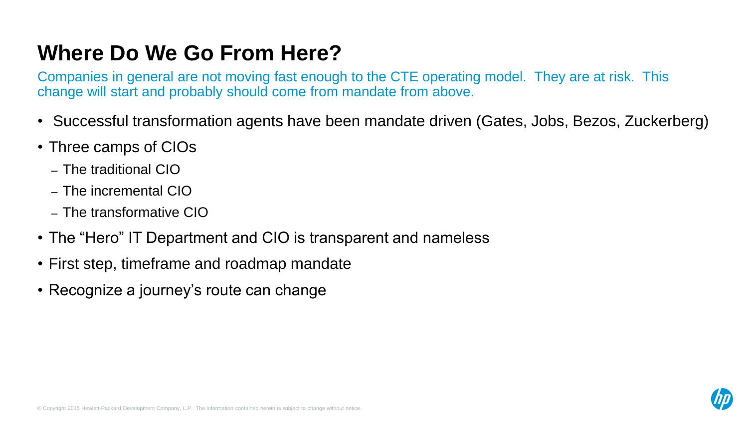# Where Do We Go From Here?

Companies in general are not moving fast enough to the CTE operating model. They are at risk. This change will start and probably should come from mandate from above.

- Successful transformation agents have been mandate driven (Gates, Jobs, Bezos, Zuckerberg)
- Three camps of CIOs
  - The traditional CIO
  - The incremental CIO
  - The transformative CIO
- The "Hero" IT Department and CIO is transparent and nameless
- First step, timeframe and roadmap mandate
- Recognize a journey's route can change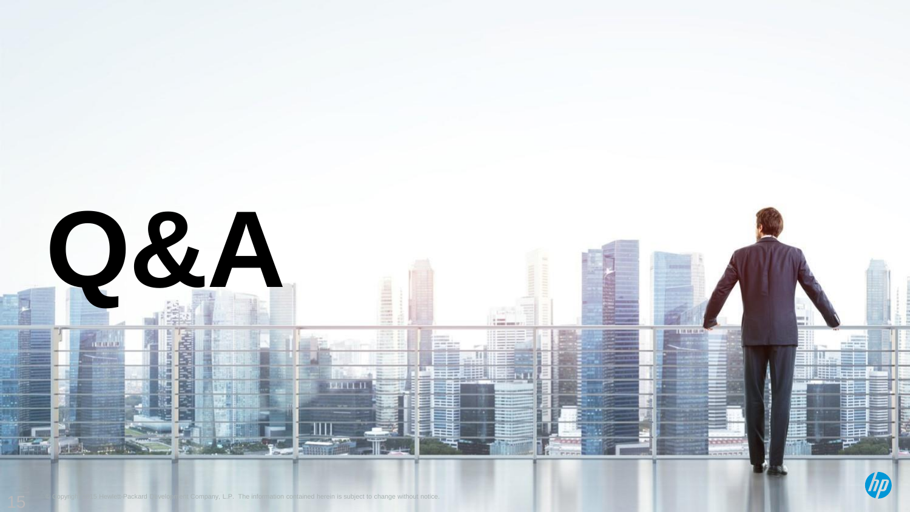# Q&A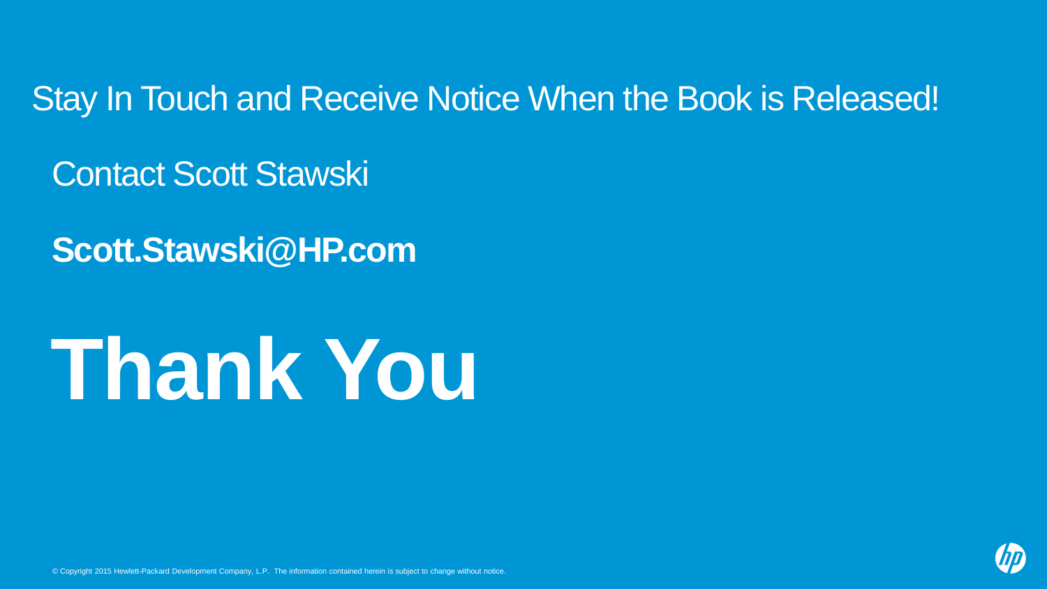Stay In Touch and Receive Notice When the Book is Released!

Contact Scott Stawski

**Scott.Stawski@HP.com**

# Thank You

© Copyright 2015 Hewlett-Packard Development Company, L.P. The information contained herein is subject to change without notice.